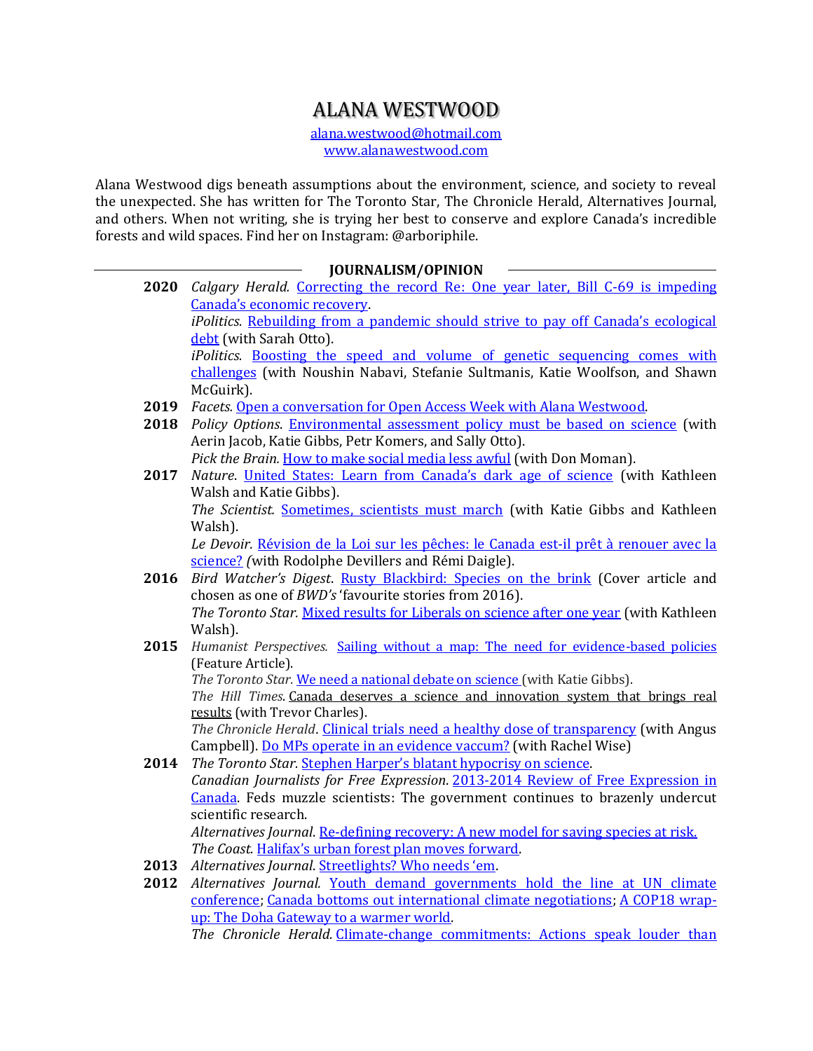# ALANA WESTWOOD

alana.westwood@hotmail.com
www.alanawestwood.com

Alana Westwood digs beneath assumptions about the environment, science, and society to reveal the unexpected. She has written for The Toronto Star, The Chronicle Herald, Alternatives Journal, and others. When not writing, she is trying her best to conserve and explore Canada's incredible forests and wild spaces. Find her on Instagram: @arboriphile.

## JOURNALISM/OPINION

**2020** *Calgary Herald.* Correcting the record Re: One year later, Bill C-69 is impeding Canada's economic recovery.
*iPolitics.* Rebuilding from a pandemic should strive to pay off Canada's ecological debt (with Sarah Otto).
*iPolitics.* Boosting the speed and volume of genetic sequencing comes with challenges (with Noushin Nabavi, Stefanie Sultmanis, Katie Woolfson, and Shawn McGuirk).

**2019** *Facets.* Open a conversation for Open Access Week with Alana Westwood.

**2018** *Policy Options*. Environmental assessment policy must be based on science (with Aerin Jacob, Katie Gibbs, Petr Komers, and Sally Otto).
*Pick the Brain.* How to make social media less awful (with Don Moman).

**2017** *Nature*. United States: Learn from Canada's dark age of science (with Kathleen Walsh and Katie Gibbs).
*The Scientist.* Sometimes, scientists must march (with Katie Gibbs and Kathleen Walsh).
*Le Devoir.* Révision de la Loi sur les pêches: le Canada est-il prêt à renouer avec la science? *(*with Rodolphe Devillers and Rémi Daigle).

**2016** *Bird Watcher's Digest*. Rusty Blackbird: Species on the brink (Cover article and chosen as one of *BWD's* 'favourite stories from 2016).
*The Toronto Star.* Mixed results for Liberals on science after one year (with Kathleen Walsh).

**2015** *Humanist Perspectives.* Sailing without a map: The need for evidence-based policies (Feature Article).
*The Toronto Star.* We need a national debate on science (with Katie Gibbs).
*The Hill Times*. Canada deserves a science and innovation system that brings real results (with Trevor Charles).
*The Chronicle Herald*. Clinical trials need a healthy dose of transparency (with Angus Campbell). Do MPs operate in an evidence vaccum? (with Rachel Wise)

**2014** *The Toronto Star.* Stephen Harper's blatant hypocrisy on science.
*Canadian Journalists for Free Expression.* 2013-2014 Review of Free Expression in Canada. Feds muzzle scientists: The government continues to brazenly undercut scientific research.
*Alternatives Journal.* Re-defining recovery: A new model for saving species at risk.
*The Coast.* Halifax's urban forest plan moves forward.

**2013** *Alternatives Journal*. Streetlights? Who needs 'em.

**2012** *Alternatives Journal.* Youth demand governments hold the line at UN climate conference; Canada bottoms out international climate negotiations; A COP18 wrap-up: The Doha Gateway to a warmer world.
*The Chronicle Herald.* Climate-change commitments: Actions speak louder than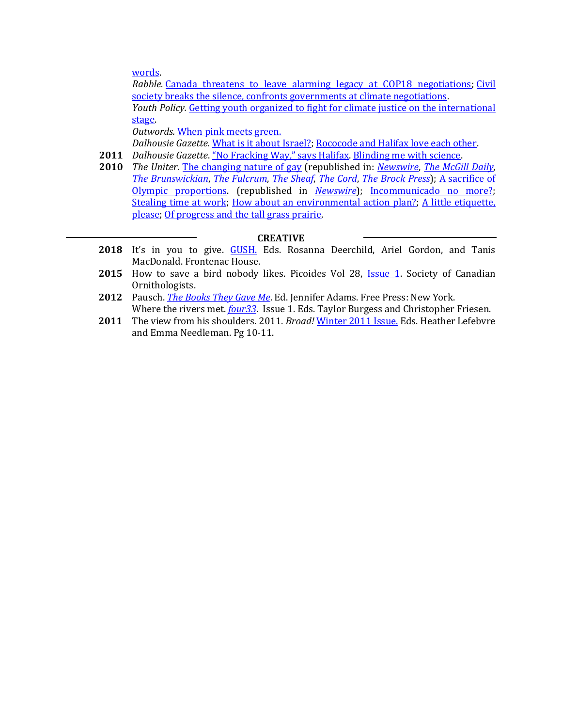words.

*Rabble.* Canada threatens to leave alarming legacy at COP18 negotiations; Civil society breaks the silence, confronts governments at climate negotiations.

*Youth Policy.* Getting youth organized to fight for climate justice on the international stage.

*Outwords.* When pink meets green.

*Dalhousie Gazette.* What is it about Israel?; Rococode and Halifax love each other.

**2011** *Dalhousie Gazette*. "No Fracking Way," says Halifax. Blinding me with science.

**2010** *The Uniter*. The changing nature of gay (republished in: *Newswire*, *The McGill Daily*, *The Brunswickian*, *The Fulcrum*, *The Sheaf*, *The Cord*, *The Brock Press*); A sacrifice of Olympic proportions. (republished in *Newswire*); Incommunicado no more?; Stealing time at work; How about an environmental action plan?; A little etiquette, please; Of progress and the tall grass prairie.

## CREATIVE

**2018** It's in you to give. GUSH. Eds. Rosanna Deerchild, Ariel Gordon, and Tanis MacDonald. Frontenac House.

**2015** How to save a bird nobody likes. Picoides Vol 28, Issue 1. Society of Canadian Ornithologists.

**2012** Pausch. *The Books They Gave Me*. Ed. Jennifer Adams. Free Press: New York.
Where the rivers met. *four33*. Issue 1. Eds. Taylor Burgess and Christopher Friesen.

**2011** The view from his shoulders. 2011. *Broad!* Winter 2011 Issue. Eds. Heather Lefebvre and Emma Needleman. Pg 10-11.